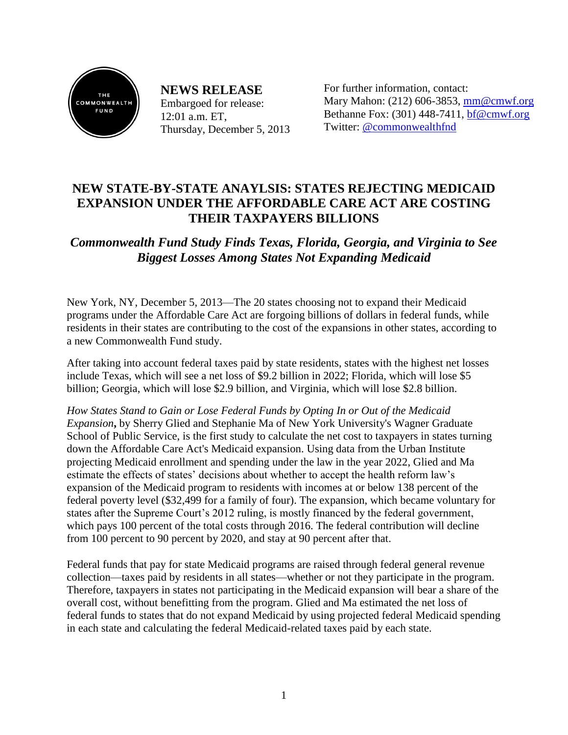THE COMMONWEALTH FUND

**NEWS RELEASE**
Embargoed for release:
12:01 a.m. ET,
Thursday, December 5, 2013

For further information, contact:
Mary Mahon: (212) 606-3853, mm@cmwf.org
Bethanne Fox: (301) 448-7411, bf@cmwf.org
Twitter: @commonwealthfnd

# NEW STATE-BY-STATE ANAYLSIS: STATES REJECTING MEDICAID EXPANSION UNDER THE AFFORDABLE CARE ACT ARE COSTING THEIR TAXPAYERS BILLIONS

## *Commonwealth Fund Study Finds Texas, Florida, Georgia, and Virginia to See Biggest Losses Among States Not Expanding Medicaid*

New York, NY, December 5, 2013—The 20 states choosing not to expand their Medicaid programs under the Affordable Care Act are forgoing billions of dollars in federal funds, while residents in their states are contributing to the cost of the expansions in other states, according to a new Commonwealth Fund study.

After taking into account federal taxes paid by state residents, states with the highest net losses include Texas, which will see a net loss of $9.2 billion in 2022; Florida, which will lose $5 billion; Georgia, which will lose $2.9 billion, and Virginia, which will lose $2.8 billion.

*How States Stand to Gain or Lose Federal Funds by Opting In or Out of the Medicaid Expansion***,** by Sherry Glied and Stephanie Ma of New York University's Wagner Graduate School of Public Service, is the first study to calculate the net cost to taxpayers in states turning down the Affordable Care Act's Medicaid expansion. Using data from the Urban Institute projecting Medicaid enrollment and spending under the law in the year 2022, Glied and Ma estimate the effects of states' decisions about whether to accept the health reform law's expansion of the Medicaid program to residents with incomes at or below 138 percent of the federal poverty level ($32,499 for a family of four). The expansion, which became voluntary for states after the Supreme Court's 2012 ruling, is mostly financed by the federal government, which pays 100 percent of the total costs through 2016. The federal contribution will decline from 100 percent to 90 percent by 2020, and stay at 90 percent after that.

Federal funds that pay for state Medicaid programs are raised through federal general revenue collection—taxes paid by residents in all states—whether or not they participate in the program. Therefore, taxpayers in states not participating in the Medicaid expansion will bear a share of the overall cost, without benefitting from the program. Glied and Ma estimated the net loss of federal funds to states that do not expand Medicaid by using projected federal Medicaid spending in each state and calculating the federal Medicaid-related taxes paid by each state.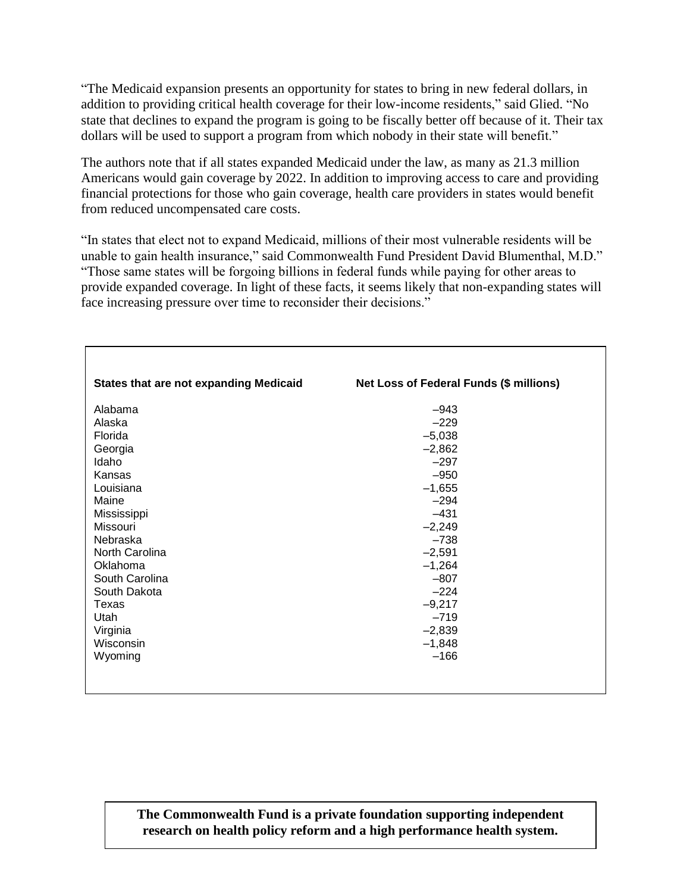"The Medicaid expansion presents an opportunity for states to bring in new federal dollars, in addition to providing critical health coverage for their low-income residents," said Glied. "No state that declines to expand the program is going to be fiscally better off because of it. Their tax dollars will be used to support a program from which nobody in their state will benefit."

The authors note that if all states expanded Medicaid under the law, as many as 21.3 million Americans would gain coverage by 2022. In addition to improving access to care and providing financial protections for those who gain coverage, health care providers in states would benefit from reduced uncompensated care costs.

"In states that elect not to expand Medicaid, millions of their most vulnerable residents will be unable to gain health insurance," said Commonwealth Fund President David Blumenthal, M.D." "Those same states will be forgoing billions in federal funds while paying for other areas to provide expanded coverage. In light of these facts, it seems likely that non-expanding states will face increasing pressure over time to reconsider their decisions."

| States that are not expanding Medicaid | Net Loss of Federal Funds ($ millions) |
|---|---|
| Alabama | –943 |
| Alaska | –229 |
| Florida | –5,038 |
| Georgia | –2,862 |
| Idaho | –297 |
| Kansas | –950 |
| Louisiana | –1,655 |
| Maine | –294 |
| Mississippi | –431 |
| Missouri | –2,249 |
| Nebraska | –738 |
| North Carolina | –2,591 |
| Oklahoma | –1,264 |
| South Carolina | –807 |
| South Dakota | –224 |
| Texas | –9,217 |
| Utah | –719 |
| Virginia | –2,839 |
| Wisconsin | –1,848 |
| Wyoming | –166 |

**The Commonwealth Fund is a private foundation supporting independent research on health policy reform and a high performance health system.**